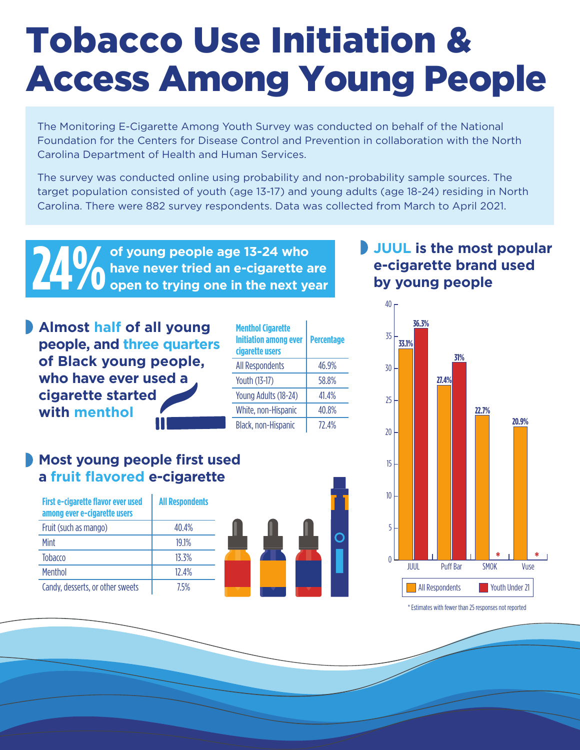# Tobacco Use Initiation & Access Among Young People

The Monitoring E-Cigarette Among Youth Survey was conducted on behalf of the National Foundation for the Centers for Disease Control and Prevention in collaboration with the North Carolina Department of Health and Human Services.

The survey was conducted online using probability and non-probability sample sources. The target population consisted of youth (age 13-17) and young adults (age 18-24) residing in North Carolina. There were 882 survey respondents. Data was collected from March to April 2021.

**24%** of young people age 13-24 who have never tried an e-cigarette are open to trying one in the next year

## Almost half of all young people, and three quarters of Black young people, who have ever used a cigarette started with menthol

| Menthol Cigarette Initiation among ever cigarette users | Percentage |
|---|---|
| All Respondents | 46.9% |
| Youth (13-17) | 58.8% |
| Young Adults (18-24) | 41.4% |
| White, non-Hispanic | 40.8% |
| Black, non-Hispanic | 72.4% |

## Most young people first used a fruit flavored e-cigarette

| First e-cigarette flavor ever used among ever e-cigarette users | All Respondents |
|---|---|
| Fruit (such as mango) | 40.4% |
| Mint | 19.1% |
| Tobacco | 13.3% |
| Menthol | 12.4% |
| Candy, desserts, or other sweets | 7.5% |

## JUUL is the most popular e-cigarette brand used by young people

| Brand | All Respondents | Youth Under 21 |
|---|---|---|
| JUUL | 33.1% | 36.3% |
| Puff Bar | 27.4% | 31% |
| SMOK | 22.7% | * |
| Vuse | 20.9% | * |

* Estimates with fewer than 25 responses not reported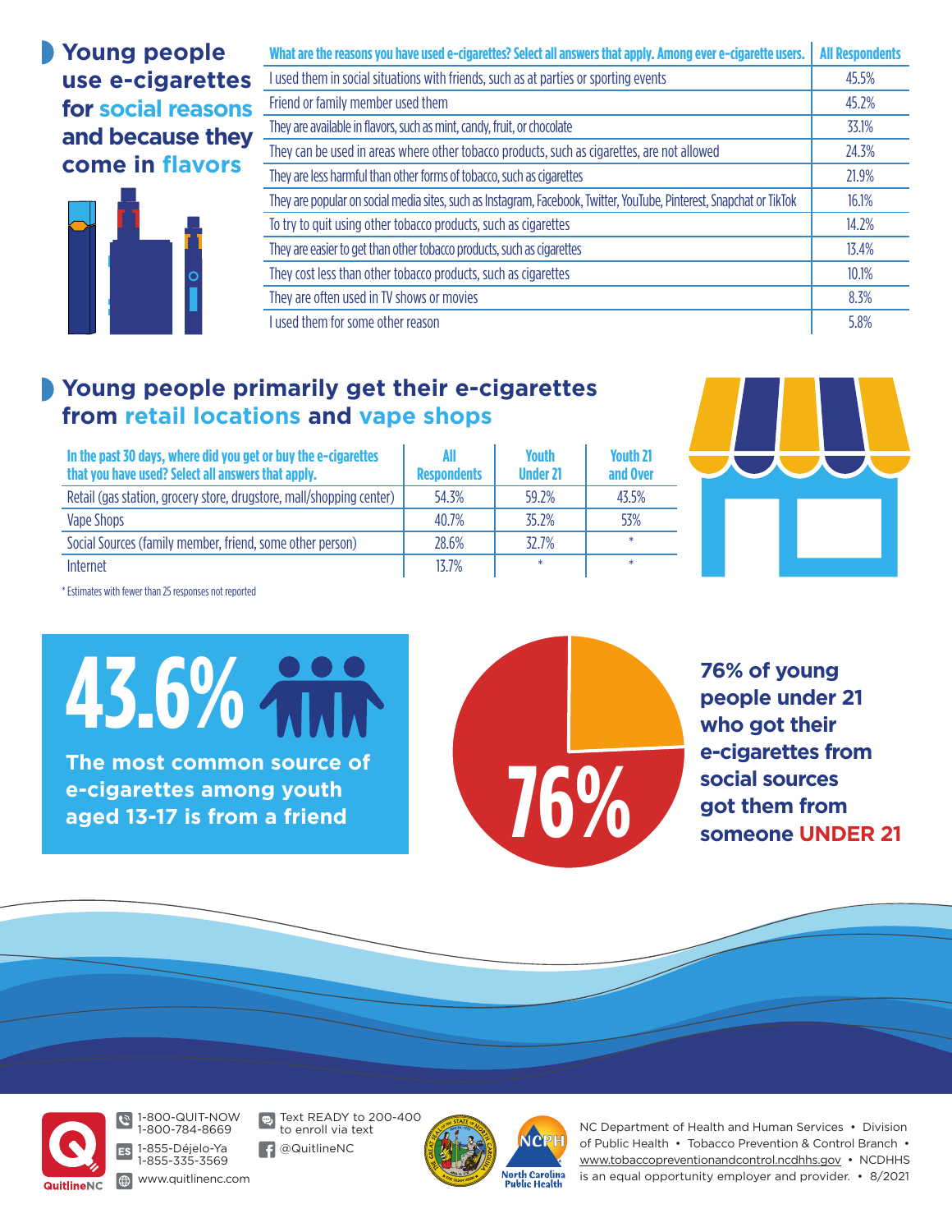## Young people use e-cigarettes for social reasons and because they come in flavors

| What are the reasons you have used e-cigarettes? Select all answers that apply. Among ever e-cigarette users. | All Respondents |
|---|---|
| I used them in social situations with friends, such as at parties or sporting events | 45.5% |
| Friend or family member used them | 45.2% |
| They are available in flavors, such as mint, candy, fruit, or chocolate | 33.1% |
| They can be used in areas where other tobacco products, such as cigarettes, are not allowed | 24.3% |
| They are less harmful than other forms of tobacco, such as cigarettes | 21.9% |
| They are popular on social media sites, such as Instagram, Facebook, Twitter, YouTube, Pinterest, Snapchat or TikTok | 16.1% |
| To try to quit using other tobacco products, such as cigarettes | 14.2% |
| They are easier to get than other tobacco products, such as cigarettes | 13.4% |
| They cost less than other tobacco products, such as cigarettes | 10.1% |
| They are often used in TV shows or movies | 8.3% |
| I used them for some other reason | 5.8% |

## Young people primarily get their e-cigarettes from retail locations and vape shops

| In the past 30 days, where did you get or buy the e-cigarettes that you have used? Select all answers that apply. | All Respondents | Youth Under 21 | Youth 21 and Over |
|---|---|---|---|
| Retail (gas station, grocery store, drugstore, mall/shopping center) | 54.3% | 59.2% | 43.5% |
| Vape Shops | 40.7% | 35.2% | 53% |
| Social Sources (family member, friend, some other person) | 28.6% | 32.7% | * |
| Internet | 13.7% | * | * |

* Estimates with fewer than 25 responses not reported

**43.6%**

**The most common source of e-cigarettes among youth aged 13-17 is from a friend**

76%

**76% of young people under 21 who got their e-cigarettes from social sources got them from someone UNDER 21**

QuitlineNC

1-800-QUIT-NOW
1-800-784-8669

ES 1-855-Déjelo-Ya
1-855-335-3569

www.quitlinenc.com

Text READY to 200-400 to enroll via text

@QuitlineNC

NCPH North Carolina Public Health

NC Department of Health and Human Services • Division of Public Health • Tobacco Prevention & Control Branch • www.tobaccopreventionandcontrol.ncdhhs.gov • NCDHHS is an equal opportunity employer and provider. • 8/2021